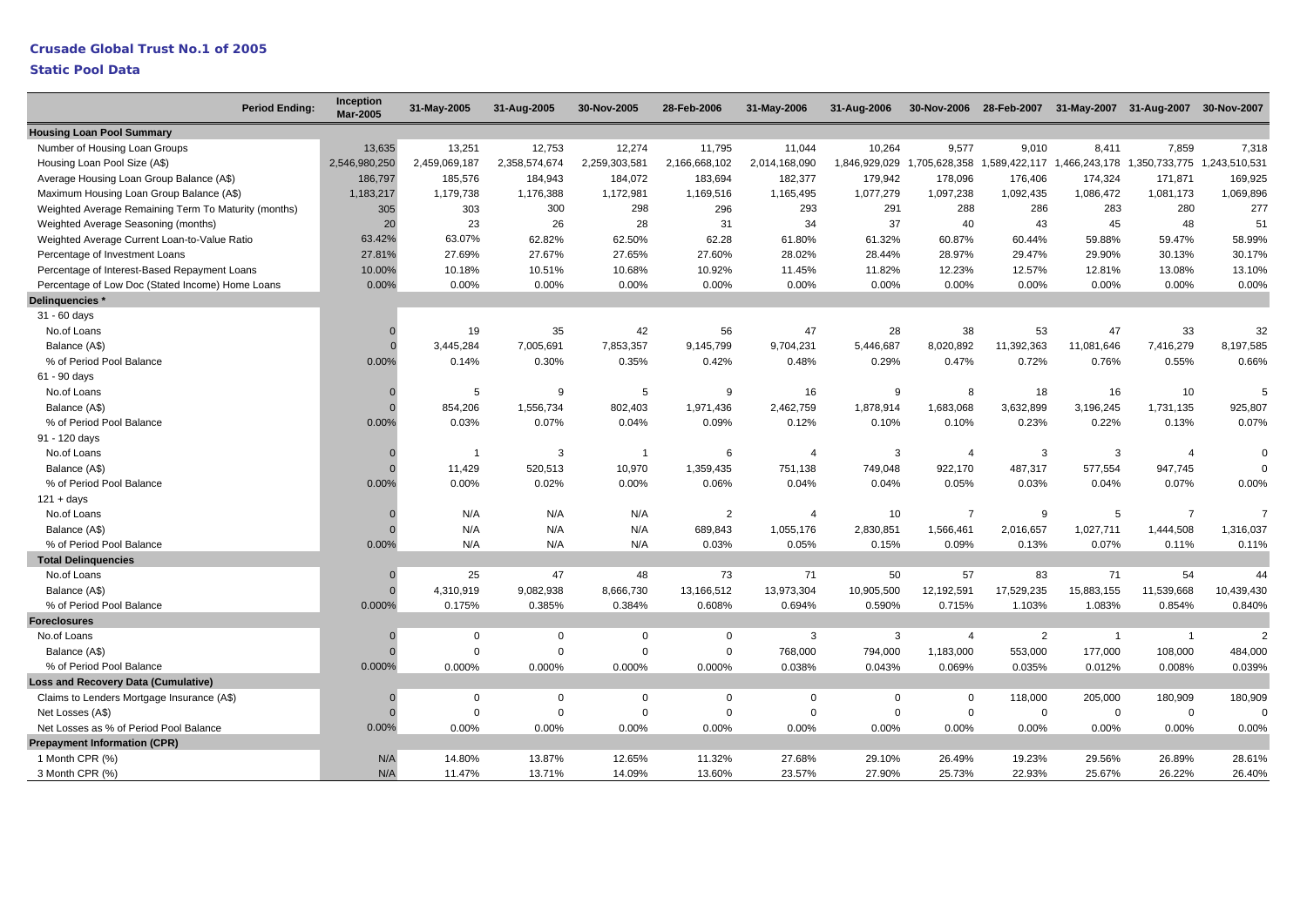# Crusade Global Trust No.1 of 2005

## Static Pool Data

| Period Ending: | Inception Mar-2005 | 31-May-2005 | 31-Aug-2005 | 30-Nov-2005 | 28-Feb-2006 | 31-May-2006 | 31-Aug-2006 | 30-Nov-2006 | 28-Feb-2007 | 31-May-2007 | 31-Aug-2007 | 30-Nov-2007 |
|---|---|---|---|---|---|---|---|---|---|---|---|---|
| **Housing Loan Pool Summary** | | | | | | | | | | | | |
| Number of Housing Loan Groups | 13,635 | 13,251 | 12,753 | 12,274 | 11,795 | 11,044 | 10,264 | 9,577 | 9,010 | 8,411 | 7,859 | 7,318 |
| Housing Loan Pool Size (A$) | 2,546,980,250 | 2,459,069,187 | 2,358,574,674 | 2,259,303,581 | 2,166,668,102 | 2,014,168,090 | 1,846,929,029 | 1,705,628,358 | 1,589,422,117 | 1,466,243,178 | 1,350,733,775 | 1,243,510,531 |
| Average Housing Loan Group Balance (A$) | 186,797 | 185,576 | 184,943 | 184,072 | 183,694 | 182,377 | 179,942 | 178,096 | 176,406 | 174,324 | 171,871 | 169,925 |
| Maximum Housing Loan Group Balance (A$) | 1,183,217 | 1,179,738 | 1,176,388 | 1,172,981 | 1,169,516 | 1,165,495 | 1,077,279 | 1,097,238 | 1,092,435 | 1,086,472 | 1,081,173 | 1,069,896 |
| Weighted Average Remaining Term To Maturity (months) | 305 | 303 | 300 | 298 | 296 | 293 | 291 | 288 | 286 | 283 | 280 | 277 |
| Weighted Average Seasoning (months) | 20 | 23 | 26 | 28 | 31 | 34 | 37 | 40 | 43 | 45 | 48 | 51 |
| Weighted Average Current Loan-to-Value Ratio | 63.42% | 63.07% | 62.82% | 62.50% | 62.28 | 61.80% | 61.32% | 60.87% | 60.44% | 59.88% | 59.47% | 58.99% |
| Percentage of Investment Loans | 27.81% | 27.69% | 27.67% | 27.65% | 27.60% | 28.02% | 28.44% | 28.97% | 29.47% | 29.90% | 30.13% | 30.17% |
| Percentage of Interest-Based Repayment Loans | 10.00% | 10.18% | 10.51% | 10.68% | 10.92% | 11.45% | 11.82% | 12.23% | 12.57% | 12.81% | 13.08% | 13.10% |
| Percentage of Low Doc (Stated Income) Home Loans | 0.00% | 0.00% | 0.00% | 0.00% | 0.00% | 0.00% | 0.00% | 0.00% | 0.00% | 0.00% | 0.00% | 0.00% |
| **Delinquencies *** | | | | | | | | | | | | |
| 31 - 60 days | | | | | | | | | | | | |
| No.of Loans | 0 | 19 | 35 | 42 | 56 | 47 | 28 | 38 | 53 | 47 | 33 | 32 |
| Balance (A$) | 0 | 3,445,284 | 7,005,691 | 7,853,357 | 9,145,799 | 9,704,231 | 5,446,687 | 8,020,892 | 11,392,363 | 11,081,646 | 7,416,279 | 8,197,585 |
| % of Period Pool Balance | 0.00% | 0.14% | 0.30% | 0.35% | 0.42% | 0.48% | 0.29% | 0.47% | 0.72% | 0.76% | 0.55% | 0.66% |
| 61 - 90 days | | | | | | | | | | | | |
| No.of Loans | 0 | 5 | 9 | 5 | 9 | 16 | 9 | 8 | 18 | 16 | 10 | 5 |
| Balance (A$) | 0 | 854,206 | 1,556,734 | 802,403 | 1,971,436 | 2,462,759 | 1,878,914 | 1,683,068 | 3,632,899 | 3,196,245 | 1,731,135 | 925,807 |
| % of Period Pool Balance | 0.00% | 0.03% | 0.07% | 0.04% | 0.09% | 0.12% | 0.10% | 0.10% | 0.23% | 0.22% | 0.13% | 0.07% |
| 91 - 120 days | | | | | | | | | | | | |
| No.of Loans | 0 | 1 | 3 | 1 | 6 | 4 | 3 | 4 | 3 | 3 | 4 | 0 |
| Balance (A$) | 0 | 11,429 | 520,513 | 10,970 | 1,359,435 | 751,138 | 749,048 | 922,170 | 487,317 | 577,554 | 947,745 | 0 |
| % of Period Pool Balance | 0.00% | 0.00% | 0.02% | 0.00% | 0.06% | 0.04% | 0.04% | 0.05% | 0.03% | 0.04% | 0.07% | 0.00% |
| 121 + days | | | | | | | | | | | | |
| No.of Loans | 0 | N/A | N/A | N/A | 2 | 4 | 10 | 7 | 9 | 5 | 7 | 7 |
| Balance (A$) | 0 | N/A | N/A | N/A | 689,843 | 1,055,176 | 2,830,851 | 1,566,461 | 2,016,657 | 1,027,711 | 1,444,508 | 1,316,037 |
| % of Period Pool Balance | 0.00% | N/A | N/A | N/A | 0.03% | 0.05% | 0.15% | 0.09% | 0.13% | 0.07% | 0.11% | 0.11% |
| **Total Delinquencies** | | | | | | | | | | | | |
| No.of Loans | 0 | 25 | 47 | 48 | 73 | 71 | 50 | 57 | 83 | 71 | 54 | 44 |
| Balance (A$) | 0 | 4,310,919 | 9,082,938 | 8,666,730 | 13,166,512 | 13,973,304 | 10,905,500 | 12,192,591 | 17,529,235 | 15,883,155 | 11,539,668 | 10,439,430 |
| % of Period Pool Balance | 0.000% | 0.175% | 0.385% | 0.384% | 0.608% | 0.694% | 0.590% | 0.715% | 1.103% | 1.083% | 0.854% | 0.840% |
| **Foreclosures** | | | | | | | | | | | | |
| No.of Loans | 0 | 0 | 0 | 0 | 0 | 3 | 3 | 4 | 2 | 1 | 1 | 2 |
| Balance (A$) | 0 | 0 | 0 | 0 | 0 | 768,000 | 794,000 | 1,183,000 | 553,000 | 177,000 | 108,000 | 484,000 |
| % of Period Pool Balance | 0.000% | 0.000% | 0.000% | 0.000% | 0.000% | 0.038% | 0.043% | 0.069% | 0.035% | 0.012% | 0.008% | 0.039% |
| **Loss and Recovery Data (Cumulative)** | | | | | | | | | | | | |
| Claims to Lenders Mortgage Insurance (A$) | 0 | 0 | 0 | 0 | 0 | 0 | 0 | 0 | 118,000 | 205,000 | 180,909 | 180,909 |
| Net Losses (A$) | 0 | 0 | 0 | 0 | 0 | 0 | 0 | 0 | 0 | 0 | 0 | 0 |
| Net Losses as % of Period Pool Balance | 0.00% | 0.00% | 0.00% | 0.00% | 0.00% | 0.00% | 0.00% | 0.00% | 0.00% | 0.00% | 0.00% | 0.00% |
| **Prepayment Information (CPR)** | | | | | | | | | | | | |
| 1 Month CPR (%) | N/A | 14.80% | 13.87% | 12.65% | 11.32% | 27.68% | 29.10% | 26.49% | 19.23% | 29.56% | 26.89% | 28.61% |
| 3 Month CPR (%) | N/A | 11.47% | 13.71% | 14.09% | 13.60% | 23.57% | 27.90% | 25.73% | 22.93% | 25.67% | 26.22% | 26.40% |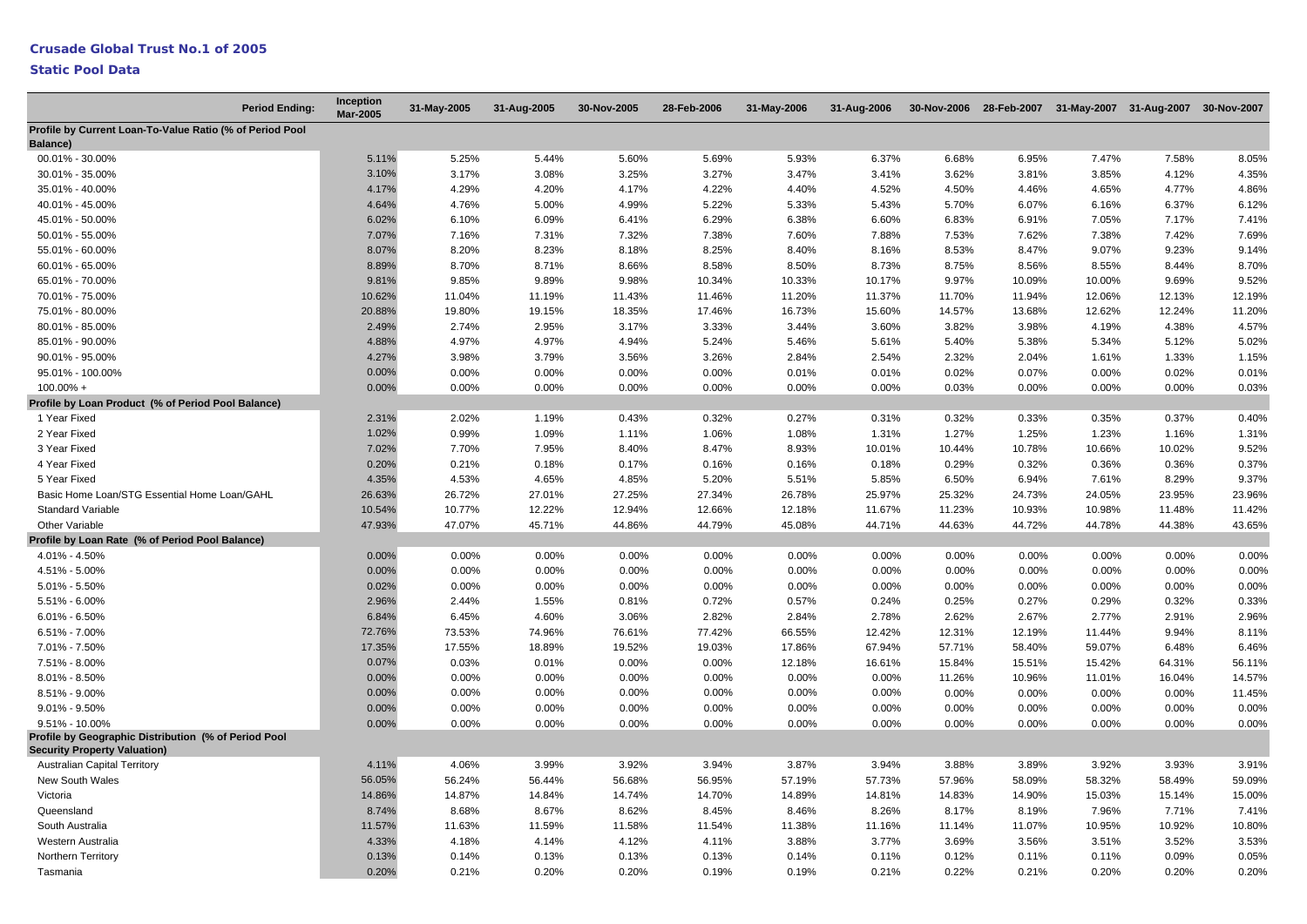**Crusade Global Trust No.1 of 2005**

**Static Pool Data**

| Period Ending: | Inception Mar-2005 | 31-May-2005 | 31-Aug-2005 | 30-Nov-2005 | 28-Feb-2006 | 31-May-2006 | 31-Aug-2006 | 30-Nov-2006 | 28-Feb-2007 | 31-May-2007 | 31-Aug-2007 | 30-Nov-2007 |
|---|---|---|---|---|---|---|---|---|---|---|---|---|
| **Profile by Current Loan-To-Value Ratio (% of Period Pool Balance)** | | | | | | | | | | | | |
| 00.01% - 30.00% | 5.11% | 5.25% | 5.44% | 5.60% | 5.69% | 5.93% | 6.37% | 6.68% | 6.95% | 7.47% | 7.58% | 8.05% |
| 30.01% - 35.00% | 3.10% | 3.17% | 3.08% | 3.25% | 3.27% | 3.47% | 3.41% | 3.62% | 3.81% | 3.85% | 4.12% | 4.35% |
| 35.01% - 40.00% | 4.17% | 4.29% | 4.20% | 4.17% | 4.22% | 4.40% | 4.52% | 4.50% | 4.46% | 4.65% | 4.77% | 4.86% |
| 40.01% - 45.00% | 4.64% | 4.76% | 5.00% | 4.99% | 5.22% | 5.33% | 5.43% | 5.70% | 6.07% | 6.16% | 6.37% | 6.12% |
| 45.01% - 50.00% | 6.02% | 6.10% | 6.09% | 6.41% | 6.29% | 6.38% | 6.60% | 6.83% | 6.91% | 7.05% | 7.17% | 7.41% |
| 50.01% - 55.00% | 7.07% | 7.16% | 7.31% | 7.32% | 7.38% | 7.60% | 7.88% | 7.53% | 7.62% | 7.38% | 7.42% | 7.69% |
| 55.01% - 60.00% | 8.07% | 8.20% | 8.23% | 8.18% | 8.25% | 8.40% | 8.16% | 8.53% | 8.47% | 9.07% | 9.23% | 9.14% |
| 60.01% - 65.00% | 8.89% | 8.70% | 8.71% | 8.66% | 8.58% | 8.50% | 8.73% | 8.75% | 8.56% | 8.55% | 8.44% | 8.70% |
| 65.01% - 70.00% | 9.81% | 9.85% | 9.89% | 9.98% | 10.34% | 10.33% | 10.17% | 9.97% | 10.09% | 10.00% | 9.69% | 9.52% |
| 70.01% - 75.00% | 10.62% | 11.04% | 11.19% | 11.43% | 11.46% | 11.20% | 11.37% | 11.70% | 11.94% | 12.06% | 12.13% | 12.19% |
| 75.01% - 80.00% | 20.88% | 19.80% | 19.15% | 18.35% | 17.46% | 16.73% | 15.60% | 14.57% | 13.68% | 12.62% | 12.24% | 11.20% |
| 80.01% - 85.00% | 2.49% | 2.74% | 2.95% | 3.17% | 3.33% | 3.44% | 3.60% | 3.82% | 3.98% | 4.19% | 4.38% | 4.57% |
| 85.01% - 90.00% | 4.88% | 4.97% | 4.97% | 4.94% | 5.24% | 5.46% | 5.61% | 5.40% | 5.38% | 5.34% | 5.12% | 5.02% |
| 90.01% - 95.00% | 4.27% | 3.98% | 3.79% | 3.56% | 3.26% | 2.84% | 2.54% | 2.32% | 2.04% | 1.61% | 1.33% | 1.15% |
| 95.01% - 100.00% | 0.00% | 0.00% | 0.00% | 0.00% | 0.00% | 0.01% | 0.01% | 0.02% | 0.07% | 0.00% | 0.02% | 0.01% |
| 100.00% + | 0.00% | 0.00% | 0.00% | 0.00% | 0.00% | 0.00% | 0.00% | 0.00% | 0.03% | 0.00% | 0.00% | 0.03% |
| **Profile by Loan Product (% of Period Pool Balance)** | | | | | | | | | | | | |
| 1 Year Fixed | 2.31% | 2.02% | 1.19% | 0.43% | 0.32% | 0.27% | 0.31% | 0.32% | 0.33% | 0.35% | 0.37% | 0.40% |
| 2 Year Fixed | 1.02% | 0.99% | 1.09% | 1.11% | 1.06% | 1.08% | 1.31% | 1.27% | 1.25% | 1.23% | 1.16% | 1.31% |
| 3 Year Fixed | 7.02% | 7.70% | 7.95% | 8.40% | 8.47% | 8.93% | 10.01% | 10.44% | 10.78% | 10.66% | 10.02% | 9.52% |
| 4 Year Fixed | 0.20% | 0.21% | 0.18% | 0.17% | 0.16% | 0.16% | 0.18% | 0.29% | 0.32% | 0.36% | 0.36% | 0.37% |
| 5 Year Fixed | 4.35% | 4.53% | 4.65% | 4.85% | 5.20% | 5.51% | 5.85% | 6.50% | 6.94% | 7.61% | 8.29% | 9.37% |
| Basic Home Loan/STG Essential Home Loan/GAHL | 26.63% | 26.72% | 27.01% | 27.25% | 27.34% | 26.78% | 25.97% | 25.32% | 24.73% | 24.05% | 23.95% | 23.96% |
| Standard Variable | 10.54% | 10.77% | 12.22% | 12.94% | 12.66% | 12.18% | 11.67% | 11.23% | 10.93% | 10.98% | 11.48% | 11.42% |
| Other Variable | 47.93% | 47.07% | 45.71% | 44.86% | 44.79% | 45.08% | 44.71% | 44.63% | 44.72% | 44.78% | 44.38% | 43.65% |
| **Profile by Loan Rate (% of Period Pool Balance)** | | | | | | | | | | | | |
| 4.01% - 4.50% | 0.00% | 0.00% | 0.00% | 0.00% | 0.00% | 0.00% | 0.00% | 0.00% | 0.00% | 0.00% | 0.00% | 0.00% |
| 4.51% - 5.00% | 0.00% | 0.00% | 0.00% | 0.00% | 0.00% | 0.00% | 0.00% | 0.00% | 0.00% | 0.00% | 0.00% | 0.00% |
| 5.01% - 5.50% | 0.02% | 0.00% | 0.00% | 0.00% | 0.00% | 0.00% | 0.00% | 0.00% | 0.00% | 0.00% | 0.00% | 0.00% |
| 5.51% - 6.00% | 2.96% | 2.44% | 1.55% | 0.81% | 0.72% | 0.57% | 0.24% | 0.25% | 0.27% | 0.29% | 0.32% | 0.33% |
| 6.01% - 6.50% | 6.84% | 6.45% | 4.60% | 3.06% | 2.82% | 2.84% | 2.78% | 2.62% | 2.67% | 2.77% | 2.91% | 2.96% |
| 6.51% - 7.00% | 72.76% | 73.53% | 74.96% | 76.61% | 77.42% | 66.55% | 12.42% | 12.31% | 12.19% | 11.44% | 9.94% | 8.11% |
| 7.01% - 7.50% | 17.35% | 17.55% | 18.89% | 19.52% | 19.03% | 17.86% | 67.94% | 57.71% | 58.40% | 59.07% | 6.48% | 6.46% |
| 7.51% - 8.00% | 0.07% | 0.03% | 0.01% | 0.00% | 0.00% | 12.18% | 16.61% | 15.84% | 15.51% | 15.42% | 64.31% | 56.11% |
| 8.01% - 8.50% | 0.00% | 0.00% | 0.00% | 0.00% | 0.00% | 0.00% | 0.00% | 11.26% | 10.96% | 11.01% | 16.04% | 14.57% |
| 8.51% - 9.00% | 0.00% | 0.00% | 0.00% | 0.00% | 0.00% | 0.00% | 0.00% | 0.00% | 0.00% | 0.00% | 0.00% | 11.45% |
| 9.01% - 9.50% | 0.00% | 0.00% | 0.00% | 0.00% | 0.00% | 0.00% | 0.00% | 0.00% | 0.00% | 0.00% | 0.00% | 0.00% |
| 9.51% - 10.00% | 0.00% | 0.00% | 0.00% | 0.00% | 0.00% | 0.00% | 0.00% | 0.00% | 0.00% | 0.00% | 0.00% | 0.00% |
| **Profile by Geographic Distribution (% of Period Pool Security Property Valuation)** | | | | | | | | | | | | |
| Australian Capital Territory | 4.11% | 4.06% | 3.99% | 3.92% | 3.94% | 3.87% | 3.94% | 3.88% | 3.89% | 3.92% | 3.93% | 3.91% |
| New South Wales | 56.05% | 56.24% | 56.44% | 56.68% | 56.95% | 57.19% | 57.73% | 57.96% | 58.09% | 58.32% | 58.49% | 59.09% |
| Victoria | 14.86% | 14.87% | 14.84% | 14.74% | 14.70% | 14.89% | 14.81% | 14.83% | 14.90% | 15.03% | 15.14% | 15.00% |
| Queensland | 8.74% | 8.68% | 8.67% | 8.62% | 8.45% | 8.46% | 8.26% | 8.17% | 8.19% | 7.96% | 7.71% | 7.41% |
| South Australia | 11.57% | 11.63% | 11.59% | 11.58% | 11.54% | 11.38% | 11.16% | 11.14% | 11.07% | 10.95% | 10.92% | 10.80% |
| Western Australia | 4.33% | 4.18% | 4.14% | 4.12% | 4.11% | 3.88% | 3.77% | 3.69% | 3.56% | 3.51% | 3.52% | 3.53% |
| Northern Territory | 0.13% | 0.14% | 0.13% | 0.13% | 0.13% | 0.14% | 0.11% | 0.12% | 0.11% | 0.11% | 0.09% | 0.05% |
| Tasmania | 0.20% | 0.21% | 0.20% | 0.20% | 0.19% | 0.19% | 0.21% | 0.22% | 0.21% | 0.20% | 0.20% | 0.20% |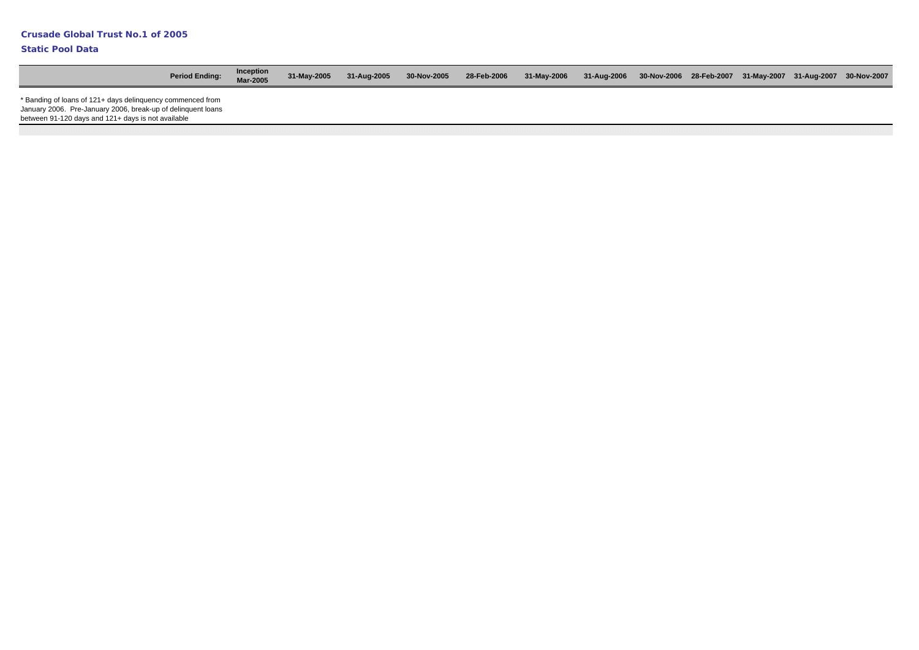**Crusade Global Trust No.1 of 2005**

**Static Pool Data**

| Period Ending: | Inception Mar-2005 | 31-May-2005 | 31-Aug-2005 | 30-Nov-2005 | 28-Feb-2006 | 31-May-2006 | 31-Aug-2006 | 30-Nov-2006 | 28-Feb-2007 | 31-May-2007 | 31-Aug-2007 | 30-Nov-2007 |
|---|---|---|---|---|---|---|---|---|---|---|---|---|

* Banding of loans of 121+ days delinquency commenced from January 2006. Pre-January 2006, break-up of delinquent loans between 91-120 days and 121+ days is not available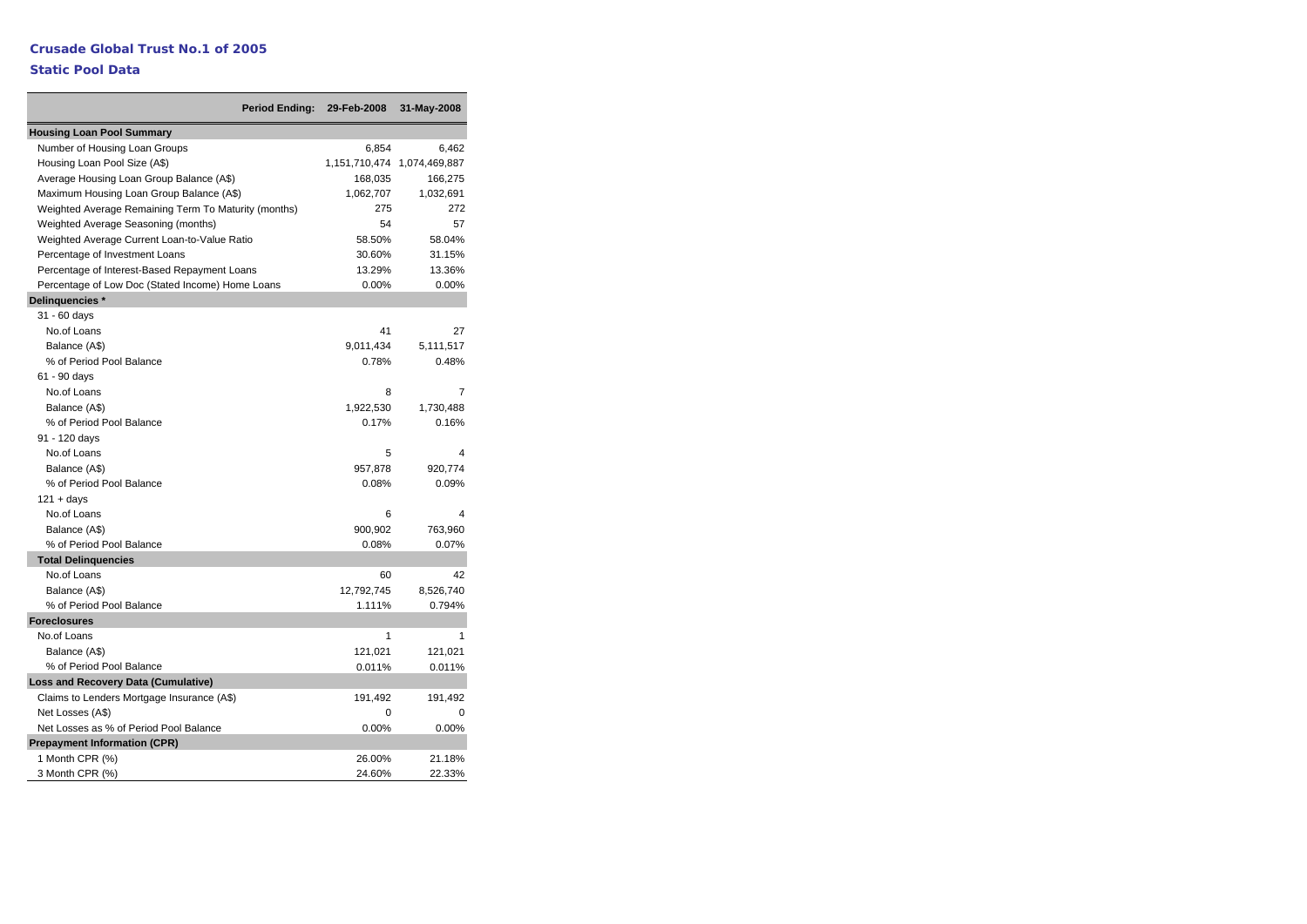# Crusade Global Trust No.1 of 2005

## Static Pool Data

| Period Ending: | 29-Feb-2008 | 31-May-2008 |
|---|---|---|
| **Housing Loan Pool Summary** | | |
| Number of Housing Loan Groups | 6,854 | 6,462 |
| Housing Loan Pool Size (A$) | 1,151,710,474 | 1,074,469,887 |
| Average Housing Loan Group Balance (A$) | 168,035 | 166,275 |
| Maximum Housing Loan Group Balance (A$) | 1,062,707 | 1,032,691 |
| Weighted Average Remaining Term To Maturity (months) | 275 | 272 |
| Weighted Average Seasoning (months) | 54 | 57 |
| Weighted Average Current Loan-to-Value Ratio | 58.50% | 58.04% |
| Percentage of Investment Loans | 30.60% | 31.15% |
| Percentage of Interest-Based Repayment Loans | 13.29% | 13.36% |
| Percentage of Low Doc (Stated Income) Home Loans | 0.00% | 0.00% |
| **Delinquencies *** | | |
| 31 - 60 days | | |
| No.of Loans | 41 | 27 |
| Balance (A$) | 9,011,434 | 5,111,517 |
| % of Period Pool Balance | 0.78% | 0.48% |
| 61 - 90 days | | |
| No.of Loans | 8 | 7 |
| Balance (A$) | 1,922,530 | 1,730,488 |
| % of Period Pool Balance | 0.17% | 0.16% |
| 91 - 120 days | | |
| No.of Loans | 5 | 4 |
| Balance (A$) | 957,878 | 920,774 |
| % of Period Pool Balance | 0.08% | 0.09% |
| 121 + days | | |
| No.of Loans | 6 | 4 |
| Balance (A$) | 900,902 | 763,960 |
| % of Period Pool Balance | 0.08% | 0.07% |
| **Total Delinquencies** | | |
| No.of Loans | 60 | 42 |
| Balance (A$) | 12,792,745 | 8,526,740 |
| % of Period Pool Balance | 1.111% | 0.794% |
| **Foreclosures** | | |
| No.of Loans | 1 | 1 |
| Balance (A$) | 121,021 | 121,021 |
| % of Period Pool Balance | 0.011% | 0.011% |
| **Loss and Recovery Data (Cumulative)** | | |
| Claims to Lenders Mortgage Insurance (A$) | 191,492 | 191,492 |
| Net Losses (A$) | 0 | 0 |
| Net Losses as % of Period Pool Balance | 0.00% | 0.00% |
| **Prepayment Information (CPR)** | | |
| 1 Month CPR (%) | 26.00% | 21.18% |
| 3 Month CPR (%) | 24.60% | 22.33% |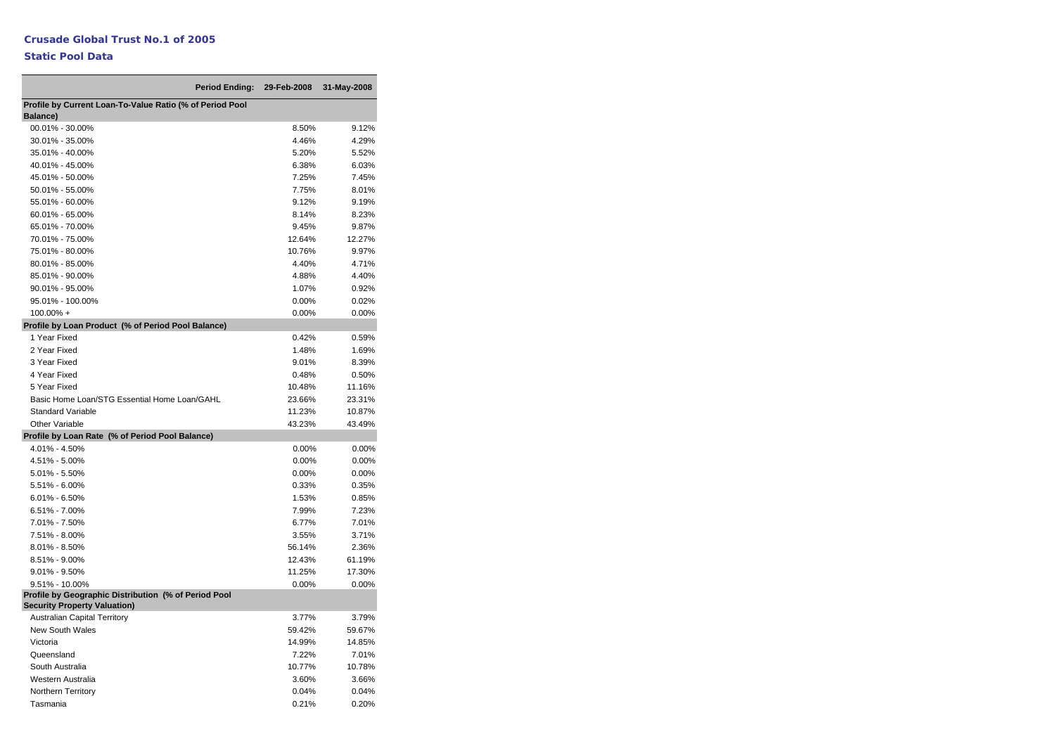**Crusade Global Trust No.1 of 2005**

**Static Pool Data**

| Period Ending: | 29-Feb-2008 | 31-May-2008 |
|---|---|---|
| **Profile by Current Loan-To-Value Ratio (% of Period Pool Balance)** | | |
| 00.01% - 30.00% | 8.50% | 9.12% |
| 30.01% - 35.00% | 4.46% | 4.29% |
| 35.01% - 40.00% | 5.20% | 5.52% |
| 40.01% - 45.00% | 6.38% | 6.03% |
| 45.01% - 50.00% | 7.25% | 7.45% |
| 50.01% - 55.00% | 7.75% | 8.01% |
| 55.01% - 60.00% | 9.12% | 9.19% |
| 60.01% - 65.00% | 8.14% | 8.23% |
| 65.01% - 70.00% | 9.45% | 9.87% |
| 70.01% - 75.00% | 12.64% | 12.27% |
| 75.01% - 80.00% | 10.76% | 9.97% |
| 80.01% - 85.00% | 4.40% | 4.71% |
| 85.01% - 90.00% | 4.88% | 4.40% |
| 90.01% - 95.00% | 1.07% | 0.92% |
| 95.01% - 100.00% | 0.00% | 0.02% |
| 100.00% + | 0.00% | 0.00% |
| **Profile by Loan Product (% of Period Pool Balance)** | | |
| 1 Year Fixed | 0.42% | 0.59% |
| 2 Year Fixed | 1.48% | 1.69% |
| 3 Year Fixed | 9.01% | 8.39% |
| 4 Year Fixed | 0.48% | 0.50% |
| 5 Year Fixed | 10.48% | 11.16% |
| Basic Home Loan/STG Essential Home Loan/GAHL | 23.66% | 23.31% |
| Standard Variable | 11.23% | 10.87% |
| Other Variable | 43.23% | 43.49% |
| **Profile by Loan Rate (% of Period Pool Balance)** | | |
| 4.01% - 4.50% | 0.00% | 0.00% |
| 4.51% - 5.00% | 0.00% | 0.00% |
| 5.01% - 5.50% | 0.00% | 0.00% |
| 5.51% - 6.00% | 0.33% | 0.35% |
| 6.01% - 6.50% | 1.53% | 0.85% |
| 6.51% - 7.00% | 7.99% | 7.23% |
| 7.01% - 7.50% | 6.77% | 7.01% |
| 7.51% - 8.00% | 3.55% | 3.71% |
| 8.01% - 8.50% | 56.14% | 2.36% |
| 8.51% - 9.00% | 12.43% | 61.19% |
| 9.01% - 9.50% | 11.25% | 17.30% |
| 9.51% - 10.00% | 0.00% | 0.00% |
| **Profile by Geographic Distribution (% of Period Pool Security Property Valuation)** | | |
| Australian Capital Territory | 3.77% | 3.79% |
| New South Wales | 59.42% | 59.67% |
| Victoria | 14.99% | 14.85% |
| Queensland | 7.22% | 7.01% |
| South Australia | 10.77% | 10.78% |
| Western Australia | 3.60% | 3.66% |
| Northern Territory | 0.04% | 0.04% |
| Tasmania | 0.21% | 0.20% |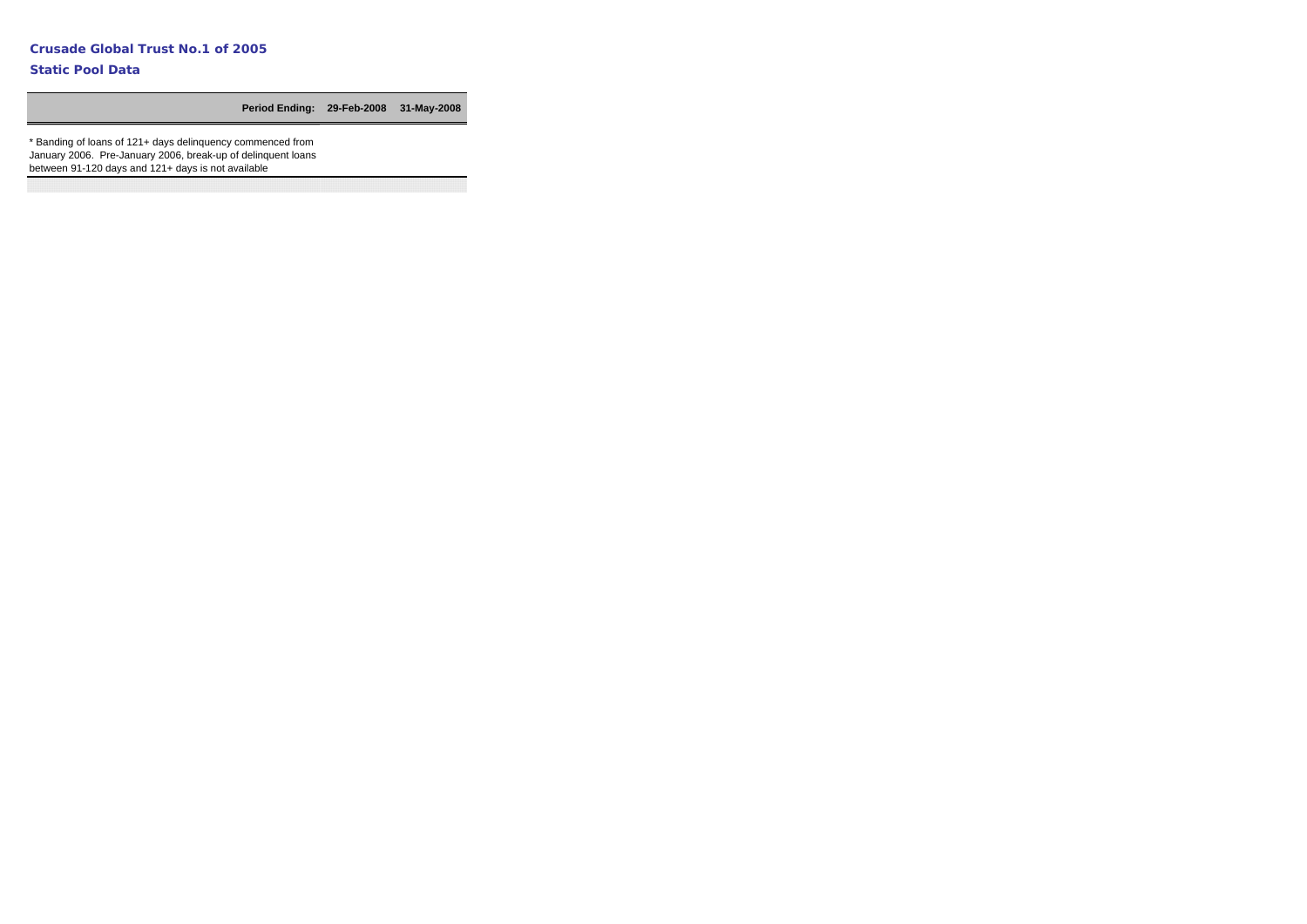**Crusade Global Trust No.1 of 2005**

**Static Pool Data**

| Period Ending: | 29-Feb-2008 | 31-May-2008 |
| --- | --- | --- |

* Banding of loans of 121+ days delinquency commenced from January 2006. Pre-January 2006, break-up of delinquent loans between 91-120 days and 121+ days is not available